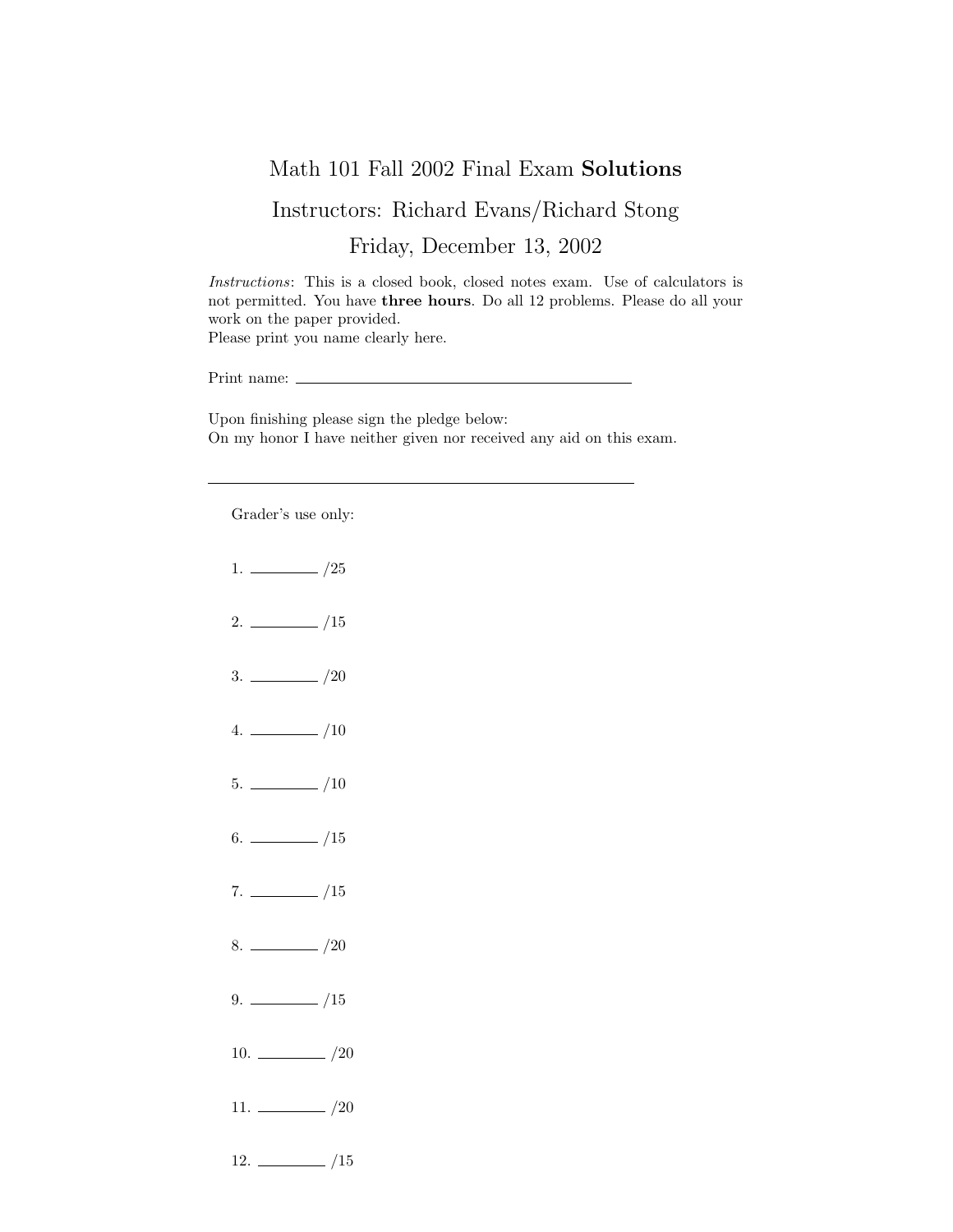# Math 101 Fall 2002 Final Exam **Solutions**

## Instructors: Richard Evans/Richard Stong

## Friday, December 13, 2002

*Instructions*: This is a closed book, closed notes exam. Use of calculators is not permitted. You have **three hours**. Do all 12 problems. Please do all your work on the paper provided.
Please print you name clearly here.

Print name: ______________________________

Upon finishing please sign the pledge below:
On my honor I have neither given nor received any aid on this exam.

______________________________

Grader's use only:

1. ________ /25

2. ________ /15

3. ________ /20

4. ________ /10

5. ________ /10

6. ________ /15

7. ________ /15

8. ________ /20

9. ________ /15

10. ________ /20

11. ________ /20

12. ________ /15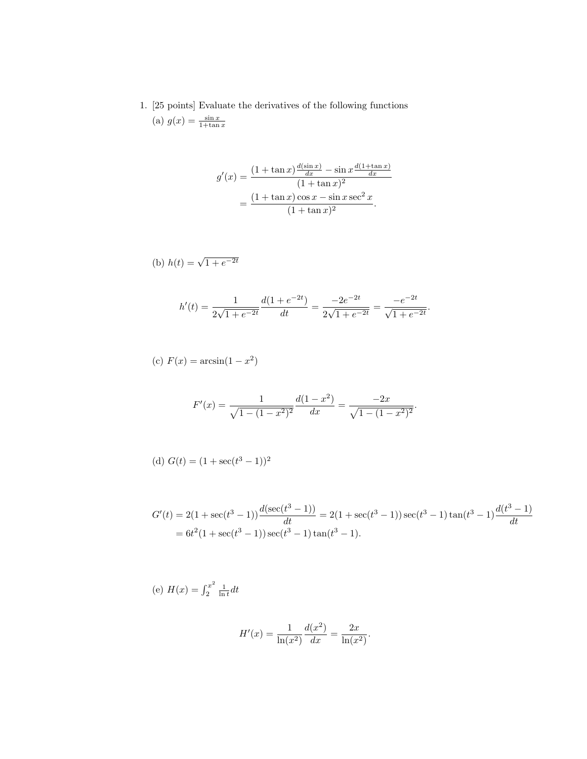1. [25 points] Evaluate the derivatives of the following functions

(a) $g(x) = \frac{\sin x}{1+\tan x}$

$$
\begin{aligned}
g'(x) &= \frac{(1+\tan x)\frac{d(\sin x)}{dx} - \sin x \frac{d(1+\tan x)}{dx}}{(1+\tan x)^2} \\
&= \frac{(1+\tan x)\cos x - \sin x \sec^2 x}{(1+\tan x)^2}.
\end{aligned}
$$

(b) $h(t) = \sqrt{1+e^{-2t}}$

$$
h'(t) = \frac{1}{2\sqrt{1+e^{-2t}}}\frac{d(1+e^{-2t})}{dt} = \frac{-2e^{-2t}}{2\sqrt{1+e^{-2t}}} = \frac{-e^{-2t}}{\sqrt{1+e^{-2t}}}.
$$

(c) $F(x) = \arcsin(1-x^2)$

$$
F'(x) = \frac{1}{\sqrt{1-(1-x^2)^2}}\frac{d(1-x^2)}{dx} = \frac{-2x}{\sqrt{1-(1-x^2)^2}}.
$$

(d) $G(t) = (1+\sec(t^3-1))^2$

$$
\begin{aligned}
G'(t) &= 2(1+\sec(t^3-1))\frac{d(\sec(t^3-1))}{dt} = 2(1+\sec(t^3-1))\sec(t^3-1)\tan(t^3-1)\frac{d(t^3-1)}{dt} \\
&= 6t^2(1+\sec(t^3-1))\sec(t^3-1)\tan(t^3-1).
\end{aligned}
$$

(e) $H(x) = \int_2^{x^2} \frac{1}{\ln t}dt$

$$
H'(x) = \frac{1}{\ln(x^2)}\frac{d(x^2)}{dx} = \frac{2x}{\ln(x^2)}.
$$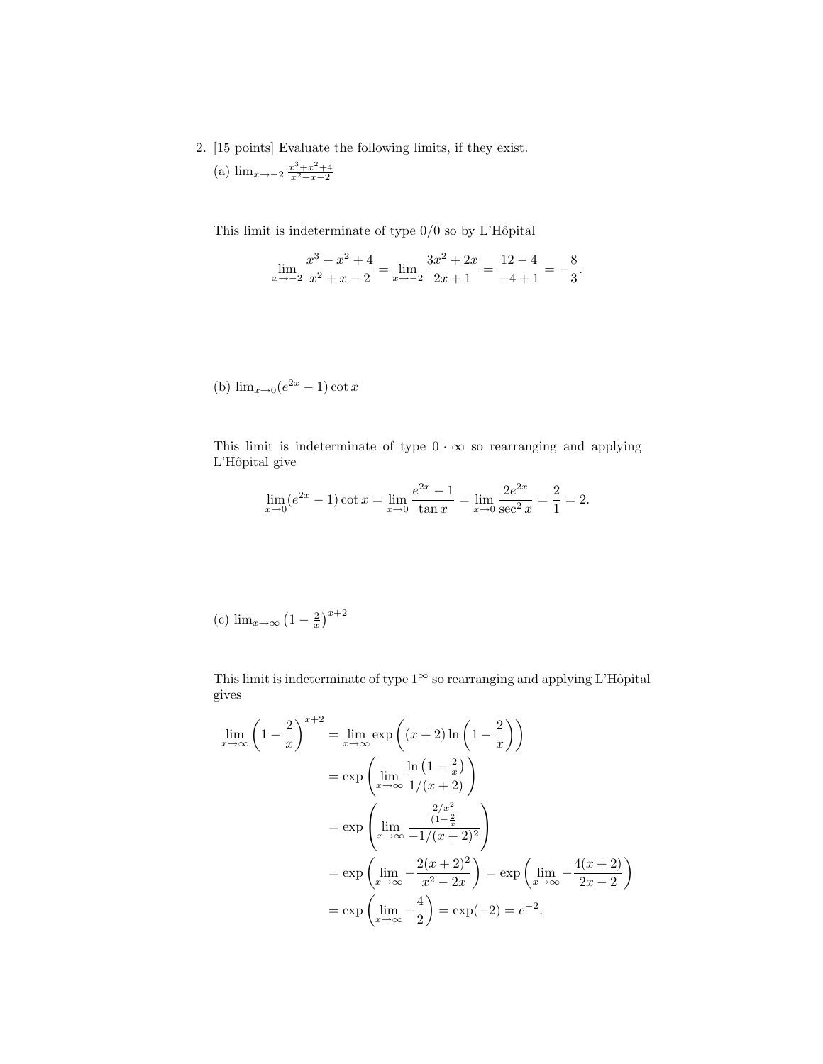2. [15 points] Evaluate the following limits, if they exist.

(a) $\lim_{x\to -2} \frac{x^3+x^2+4}{x^2+x-2}$

This limit is indeterminate of type $0/0$ so by L'Hôpital

$$\lim_{x\to -2} \frac{x^3+x^2+4}{x^2+x-2} = \lim_{x\to -2} \frac{3x^2+2x}{2x+1} = \frac{12-4}{-4+1} = -\frac{8}{3}.$$

(b) $\lim_{x\to 0}(e^{2x}-1)\cot x$

This limit is indeterminate of type $0 \cdot \infty$ so rearranging and applying L'Hôpital give

$$\lim_{x\to 0}(e^{2x}-1)\cot x = \lim_{x\to 0} \frac{e^{2x}-1}{\tan x} = \lim_{x\to 0} \frac{2e^{2x}}{\sec^2 x} = \frac{2}{1} = 2.$$

(c) $\lim_{x\to\infty} \left(1-\frac{2}{x}\right)^{x+2}$

This limit is indeterminate of type $1^\infty$ so rearranging and applying L'Hôpital gives

$$\begin{aligned}
\lim_{x\to\infty} \left(1-\frac{2}{x}\right)^{x+2} &= \lim_{x\to\infty} \exp\left((x+2)\ln\left(1-\frac{2}{x}\right)\right) \\
&= \exp\left(\lim_{x\to\infty} \frac{\ln\left(1-\frac{2}{x}\right)}{1/(x+2)}\right) \\
&= \exp\left(\lim_{x\to\infty} \frac{\frac{2/x^2}{(1-\frac{2}{x})}}{-1/(x+2)^2}\right) \\
&= \exp\left(\lim_{x\to\infty} -\frac{2(x+2)^2}{x^2-2x}\right) = \exp\left(\lim_{x\to\infty} -\frac{4(x+2)}{2x-2}\right) \\
&= \exp\left(\lim_{x\to\infty} -\frac{4}{2}\right) = \exp(-2) = e^{-2}.
\end{aligned}$$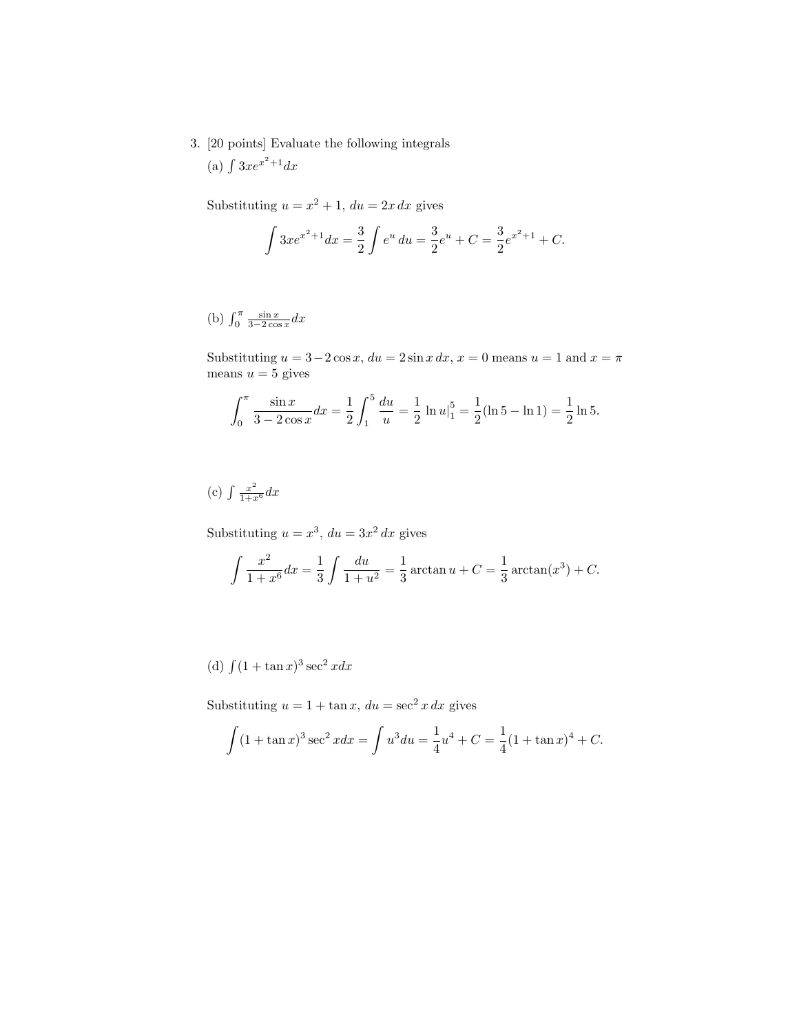3. [20 points] Evaluate the following integrals

(a) $\int 3xe^{x^2+1}dx$

Substituting $u = x^2 + 1$, $du = 2x\,dx$ gives

$$\int 3xe^{x^2+1}dx = \frac{3}{2}\int e^u\,du = \frac{3}{2}e^u + C = \frac{3}{2}e^{x^2+1} + C.$$

(b) $\int_0^\pi \frac{\sin x}{3-2\cos x}dx$

Substituting $u = 3-2\cos x$, $du = 2\sin x\,dx$, $x = 0$ means $u = 1$ and $x = \pi$ means $u = 5$ gives

$$\int_0^\pi \frac{\sin x}{3-2\cos x}dx = \frac{1}{2}\int_1^5 \frac{du}{u} = \frac{1}{2}\ln u|_1^5 = \frac{1}{2}(\ln 5 - \ln 1) = \frac{1}{2}\ln 5.$$

(c) $\int \frac{x^2}{1+x^6}dx$

Substituting $u = x^3$, $du = 3x^2\,dx$ gives

$$\int \frac{x^2}{1+x^6}dx = \frac{1}{3}\int \frac{du}{1+u^2} = \frac{1}{3}\arctan u + C = \frac{1}{3}\arctan(x^3) + C.$$

(d) $\int (1+\tan x)^3 \sec^2 x dx$

Substituting $u = 1 + \tan x$, $du = \sec^2 x\,dx$ gives

$$\int (1+\tan x)^3 \sec^2 x dx = \int u^3 du = \frac{1}{4}u^4 + C = \frac{1}{4}(1+\tan x)^4 + C.$$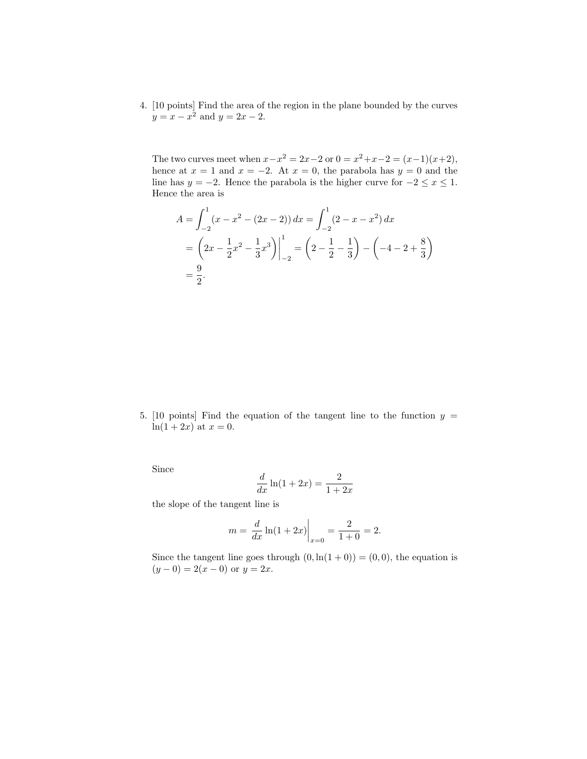4. [10 points] Find the area of the region in the plane bounded by the curves $y = x - x^2$ and $y = 2x - 2$.

The two curves meet when $x - x^2 = 2x - 2$ or $0 = x^2 + x - 2 = (x-1)(x+2)$, hence at $x = 1$ and $x = -2$. At $x = 0$, the parabola has $y = 0$ and the line has $y = -2$. Hence the parabola is the higher curve for $-2 \le x \le 1$. Hence the area is

$$
\begin{aligned}
A &= \int_{-2}^{1} (x - x^2 - (2x - 2))\, dx = \int_{-2}^{1} (2 - x - x^2)\, dx \\
&= \left(2x - \frac{1}{2}x^2 - \frac{1}{3}x^3\right)\Big|_{-2}^{1} = \left(2 - \frac{1}{2} - \frac{1}{3}\right) - \left(-4 - 2 + \frac{8}{3}\right) \\
&= \frac{9}{2}.
\end{aligned}
$$

5. [10 points] Find the equation of the tangent line to the function $y = \ln(1 + 2x)$ at $x = 0$.

Since

$$\frac{d}{dx} \ln(1 + 2x) = \frac{2}{1 + 2x}$$

the slope of the tangent line is

$$m = \frac{d}{dx} \ln(1 + 2x)\Big|_{x=0} = \frac{2}{1 + 0} = 2.$$

Since the tangent line goes through $(0, \ln(1 + 0)) = (0, 0)$, the equation is $(y - 0) = 2(x - 0)$ or $y = 2x$.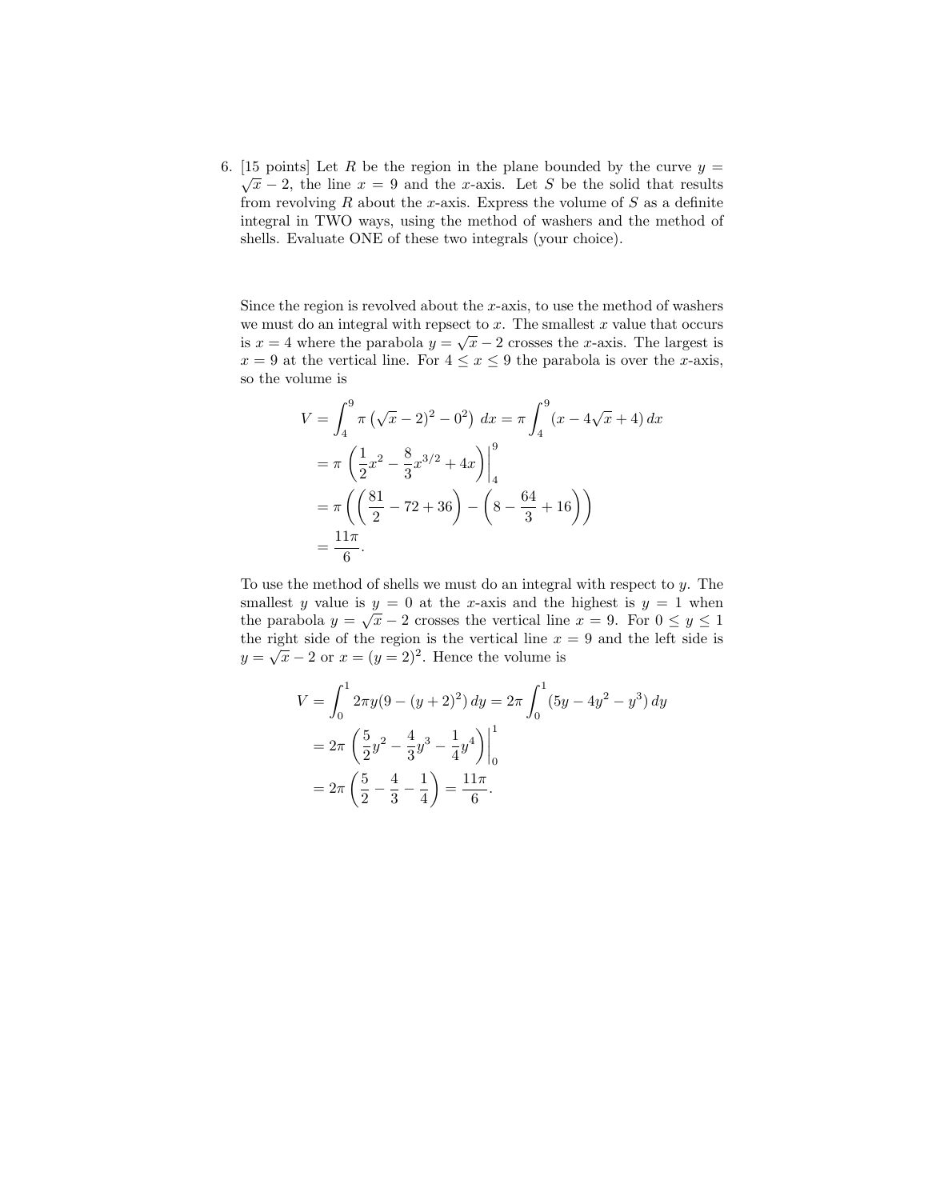6. [15 points] Let $R$ be the region in the plane bounded by the curve $y = \sqrt{x} - 2$, the line $x = 9$ and the $x$-axis. Let $S$ be the solid that results from revolving $R$ about the $x$-axis. Express the volume of $S$ as a definite integral in TWO ways, using the method of washers and the method of shells. Evaluate ONE of these two integrals (your choice).

Since the region is revolved about the $x$-axis, to use the method of washers we must do an integral with repsect to $x$. The smallest $x$ value that occurs is $x = 4$ where the parabola $y = \sqrt{x} - 2$ crosses the $x$-axis. The largest is $x = 9$ at the vertical line. For $4 \le x \le 9$ the parabola is over the $x$-axis, so the volume is

$$
\begin{aligned}
V &= \int_4^9 \pi \left( (\sqrt{x} - 2)^2 - 0^2 \right) \, dx = \pi \int_4^9 (x - 4\sqrt{x} + 4) \, dx \\
&= \pi \left( \frac{1}{2}x^2 - \frac{8}{3}x^{3/2} + 4x \right) \Big|_4^9 \\
&= \pi \left( \left( \frac{81}{2} - 72 + 36 \right) - \left( 8 - \frac{64}{3} + 16 \right) \right) \\
&= \frac{11\pi}{6}.
\end{aligned}
$$

To use the method of shells we must do an integral with respect to $y$. The smallest $y$ value is $y = 0$ at the $x$-axis and the highest is $y = 1$ when the parabola $y = \sqrt{x} - 2$ crosses the vertical line $x = 9$. For $0 \le y \le 1$ the right side of the region is the vertical line $x = 9$ and the left side is $y = \sqrt{x} - 2$ or $x = (y = 2)^2$. Hence the volume is

$$
\begin{aligned}
V &= \int_0^1 2\pi y (9 - (y + 2)^2) \, dy = 2\pi \int_0^1 (5y - 4y^2 - y^3) \, dy \\
&= 2\pi \left( \frac{5}{2}y^2 - \frac{4}{3}y^3 - \frac{1}{4}y^4 \right) \Big|_0^1 \\
&= 2\pi \left( \frac{5}{2} - \frac{4}{3} - \frac{1}{4} \right) = \frac{11\pi}{6}.
\end{aligned}
$$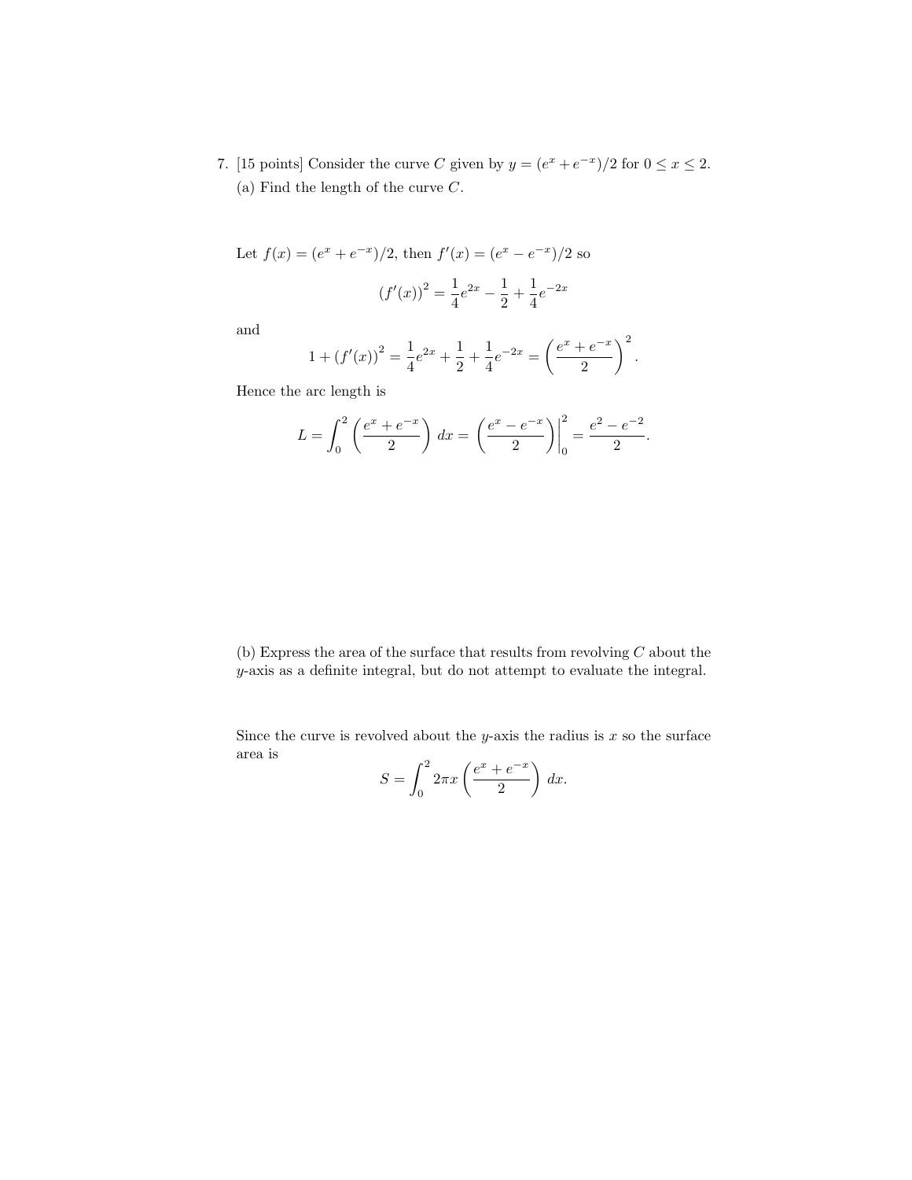7. [15 points] Consider the curve $C$ given by $y = (e^x + e^{-x})/2$ for $0 \leq x \leq 2$.

(a) Find the length of the curve $C$.

Let $f(x) = (e^x + e^{-x})/2$, then $f'(x) = (e^x - e^{-x})/2$ so

$$(f'(x))^2 = \frac{1}{4}e^{2x} - \frac{1}{2} + \frac{1}{4}e^{-2x}$$

and

$$1 + (f'(x))^2 = \frac{1}{4}e^{2x} + \frac{1}{2} + \frac{1}{4}e^{-2x} = \left(\frac{e^x + e^{-x}}{2}\right)^2.$$

Hence the arc length is

$$L = \int_0^2 \left(\frac{e^x + e^{-x}}{2}\right) dx = \left(\frac{e^x - e^{-x}}{2}\right)\Bigg|_0^2 = \frac{e^2 - e^{-2}}{2}.$$

(b) Express the area of the surface that results from revolving $C$ about the $y$-axis as a definite integral, but do not attempt to evaluate the integral.

Since the curve is revolved about the $y$-axis the radius is $x$ so the surface area is

$$S = \int_0^2 2\pi x \left(\frac{e^x + e^{-x}}{2}\right) dx.$$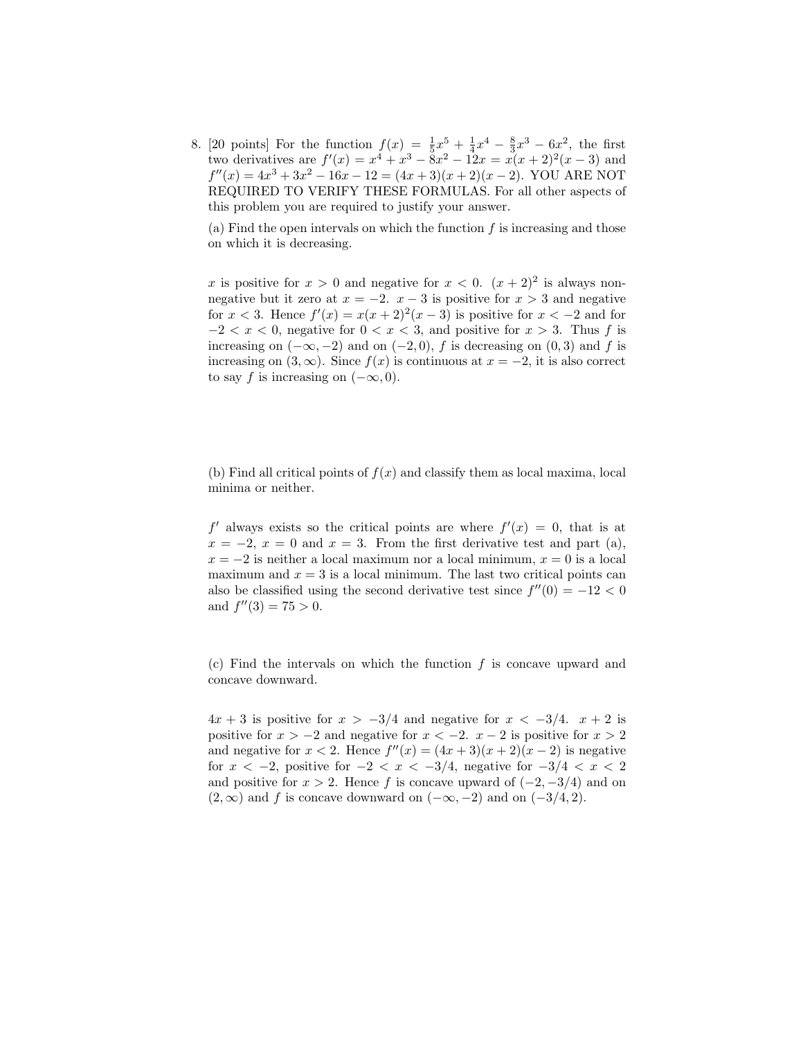8. [20 points] For the function $f(x) = \frac{1}{5}x^5 + \frac{1}{4}x^4 - \frac{8}{3}x^3 - 6x^2$, the first two derivatives are $f'(x) = x^4 + x^3 - 8x^2 - 12x = x(x+2)^2(x-3)$ and $f''(x) = 4x^3 + 3x^2 - 16x - 12 = (4x+3)(x+2)(x-2)$. YOU ARE NOT REQUIRED TO VERIFY THESE FORMULAS. For all other aspects of this problem you are required to justify your answer.

(a) Find the open intervals on which the function $f$ is increasing and those on which it is decreasing.

$x$ is positive for $x > 0$ and negative for $x < 0$. $(x+2)^2$ is always non-negative but it zero at $x = -2$. $x - 3$ is positive for $x > 3$ and negative for $x < 3$. Hence $f'(x) = x(x+2)^2(x-3)$ is positive for $x < -2$ and for $-2 < x < 0$, negative for $0 < x < 3$, and positive for $x > 3$. Thus $f$ is increasing on $(-\infty, -2)$ and on $(-2, 0)$, $f$ is decreasing on $(0, 3)$ and $f$ is increasing on $(3, \infty)$. Since $f(x)$ is continuous at $x = -2$, it is also correct to say $f$ is increasing on $(-\infty, 0)$.

(b) Find all critical points of $f(x)$ and classify them as local maxima, local minima or neither.

$f'$ always exists so the critical points are where $f'(x) = 0$, that is at $x = -2$, $x = 0$ and $x = 3$. From the first derivative test and part (a), $x = -2$ is neither a local maximum nor a local minimum, $x = 0$ is a local maximum and $x = 3$ is a local minimum. The last two critical points can also be classified using the second derivative test since $f''(0) = -12 < 0$ and $f''(3) = 75 > 0$.

(c) Find the intervals on which the function $f$ is concave upward and concave downward.

$4x + 3$ is positive for $x > -3/4$ and negative for $x < -3/4$. $x + 2$ is positive for $x > -2$ and negative for $x < -2$. $x - 2$ is positive for $x > 2$ and negative for $x < 2$. Hence $f''(x) = (4x+3)(x+2)(x-2)$ is negative for $x < -2$, positive for $-2 < x < -3/4$, negative for $-3/4 < x < 2$ and positive for $x > 2$. Hence $f$ is concave upward of $(-2, -3/4)$ and on $(2, \infty)$ and $f$ is concave downward on $(-\infty, -2)$ and on $(-3/4, 2)$.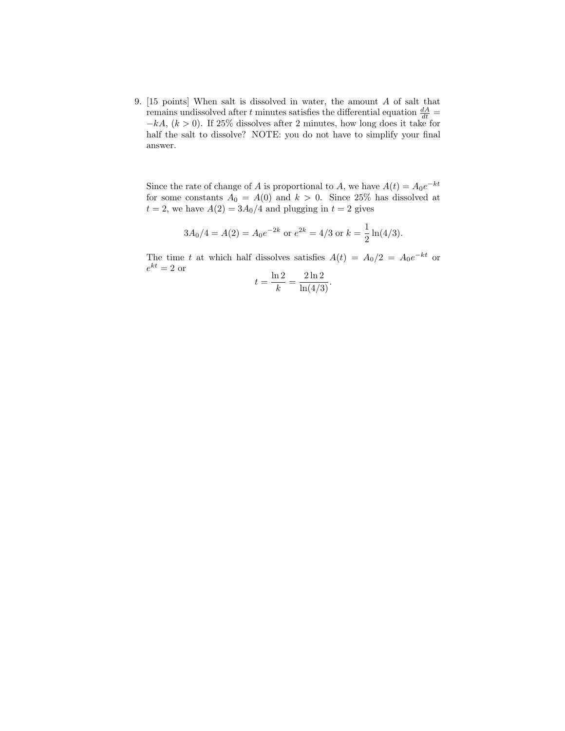9. [15 points] When salt is dissolved in water, the amount $A$ of salt that remains undissolved after $t$ minutes satisfies the differential equation $\frac{dA}{dt} = -kA$, $(k > 0)$. If 25% dissolves after 2 minutes, how long does it take for half the salt to dissolve? NOTE: you do not have to simplify your final answer.

Since the rate of change of $A$ is proportional to $A$, we have $A(t) = A_0 e^{-kt}$ for some constants $A_0 = A(0)$ and $k > 0$. Since 25% has dissolved at $t = 2$, we have $A(2) = 3A_0/4$ and plugging in $t = 2$ gives

$$3A_0/4 = A(2) = A_0 e^{-2k} \text{ or } e^{2k} = 4/3 \text{ or } k = \frac{1}{2}\ln(4/3).$$

The time $t$ at which half dissolves satisfies $A(t) = A_0/2 = A_0 e^{-kt}$ or $e^{kt} = 2$ or

$$t = \frac{\ln 2}{k} = \frac{2\ln 2}{\ln(4/3)}.$$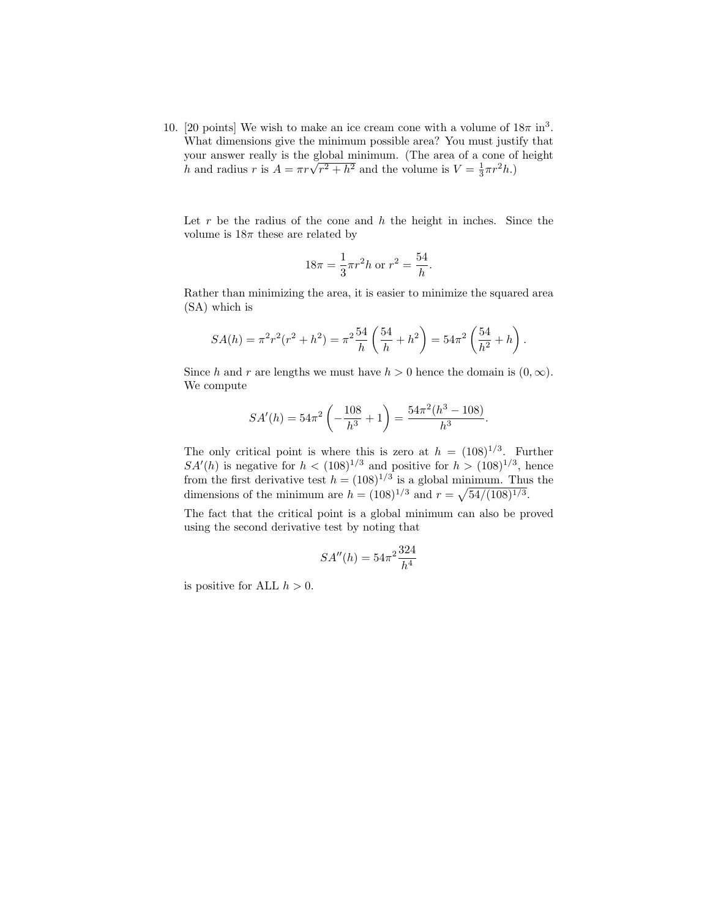10. [20 points] We wish to make an ice cream cone with a volume of $18\pi$ in$^3$. What dimensions give the minimum possible area? You must justify that your answer really is the global minimum. (The area of a cone of height $h$ and radius $r$ is $A = \pi r\sqrt{r^2 + h^2}$ and the volume is $V = \frac{1}{3}\pi r^2 h$.)

Let $r$ be the radius of the cone and $h$ the height in inches. Since the volume is $18\pi$ these are related by

$$18\pi = \frac{1}{3}\pi r^2 h \text{ or } r^2 = \frac{54}{h}.$$

Rather than minimizing the area, it is easier to minimize the squared area (SA) which is

$$SA(h) = \pi^2 r^2 (r^2 + h^2) = \pi^2 \frac{54}{h}\left(\frac{54}{h} + h^2\right) = 54\pi^2\left(\frac{54}{h^2} + h\right).$$

Since $h$ and $r$ are lengths we must have $h > 0$ hence the domain is $(0, \infty)$. We compute

$$SA'(h) = 54\pi^2\left(-\frac{108}{h^3} + 1\right) = \frac{54\pi^2(h^3 - 108)}{h^3}.$$

The only critical point is where this is zero at $h = (108)^{1/3}$. Further $SA'(h)$ is negative for $h < (108)^{1/3}$ and positive for $h > (108)^{1/3}$, hence from the first derivative test $h = (108)^{1/3}$ is a global minimum. Thus the dimensions of the minimum are $h = (108)^{1/3}$ and $r = \sqrt{54/(108)^{1/3}}$.

The fact that the critical point is a global minimum can also be proved using the second derivative test by noting that

$$SA''(h) = 54\pi^2 \frac{324}{h^4}$$

is positive for ALL $h > 0$.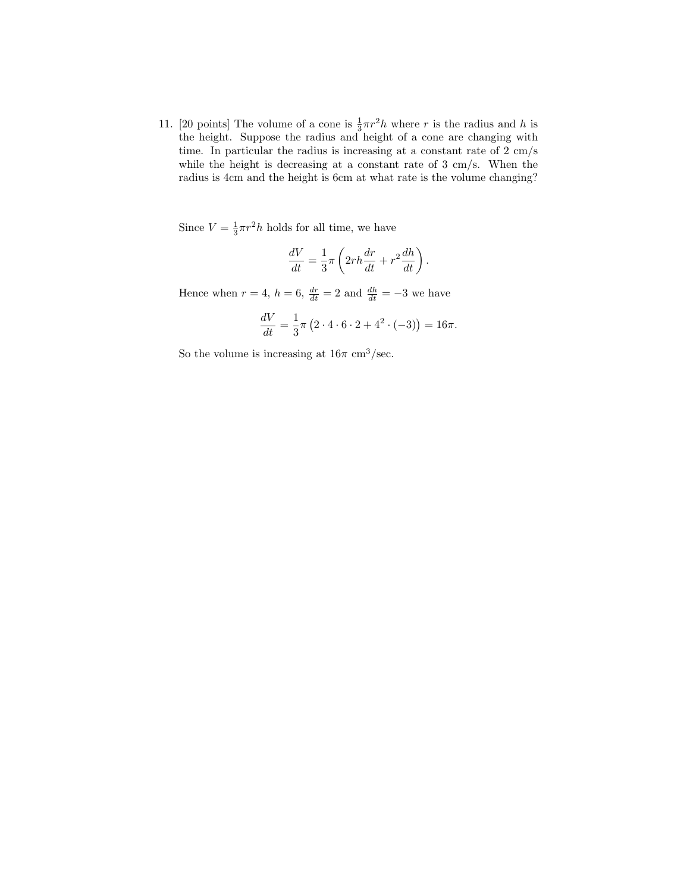11. [20 points] The volume of a cone is $\frac{1}{3}\pi r^2 h$ where $r$ is the radius and $h$ is the height. Suppose the radius and height of a cone are changing with time. In particular the radius is increasing at a constant rate of 2 cm/s while the height is decreasing at a constant rate of 3 cm/s. When the radius is 4cm and the height is 6cm at what rate is the volume changing?

Since $V = \frac{1}{3}\pi r^2 h$ holds for all time, we have

$$\frac{dV}{dt} = \frac{1}{3}\pi \left( 2rh\frac{dr}{dt} + r^2 \frac{dh}{dt} \right).$$

Hence when $r = 4$, $h = 6$, $\frac{dr}{dt} = 2$ and $\frac{dh}{dt} = -3$ we have

$$\frac{dV}{dt} = \frac{1}{3}\pi \left( 2 \cdot 4 \cdot 6 \cdot 2 + 4^2 \cdot (-3) \right) = 16\pi.$$

So the volume is increasing at $16\pi$ cm$^3$/sec.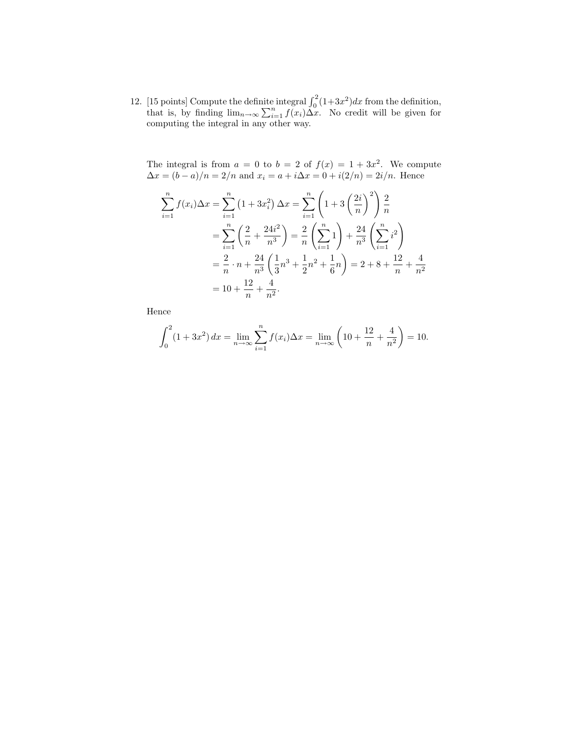12. [15 points] Compute the definite integral $\int_0^2 (1+3x^2)dx$ from the definition, that is, by finding $\lim_{n\to\infty} \sum_{i=1}^n f(x_i)\Delta x$. No credit will be given for computing the integral in any other way.

The integral is from $a = 0$ to $b = 2$ of $f(x) = 1 + 3x^2$. We compute $\Delta x = (b - a)/n = 2/n$ and $x_i = a + i\Delta x = 0 + i(2/n) = 2i/n$. Hence

$$
\begin{aligned}
\sum_{i=1}^{n} f(x_i)\Delta x &= \sum_{i=1}^{n} \left(1 + 3x_i^2\right)\Delta x = \sum_{i=1}^{n} \left(1 + 3\left(\frac{2i}{n}\right)^2\right)\frac{2}{n} \\
&= \sum_{i=1}^{n} \left(\frac{2}{n} + \frac{24i^2}{n^3}\right) = \frac{2}{n}\left(\sum_{i=1}^{n} 1\right) + \frac{24}{n^3}\left(\sum_{i=1}^{n} i^2\right) \\
&= \frac{2}{n} \cdot n + \frac{24}{n^3}\left(\frac{1}{3}n^3 + \frac{1}{2}n^2 + \frac{1}{6}n\right) = 2 + 8 + \frac{12}{n} + \frac{4}{n^2} \\
&= 10 + \frac{12}{n} + \frac{4}{n^2}.
\end{aligned}
$$

Hence

$$
\int_0^2 (1 + 3x^2)\,dx = \lim_{n\to\infty} \sum_{i=1}^{n} f(x_i)\Delta x = \lim_{n\to\infty} \left(10 + \frac{12}{n} + \frac{4}{n^2}\right) = 10.
$$